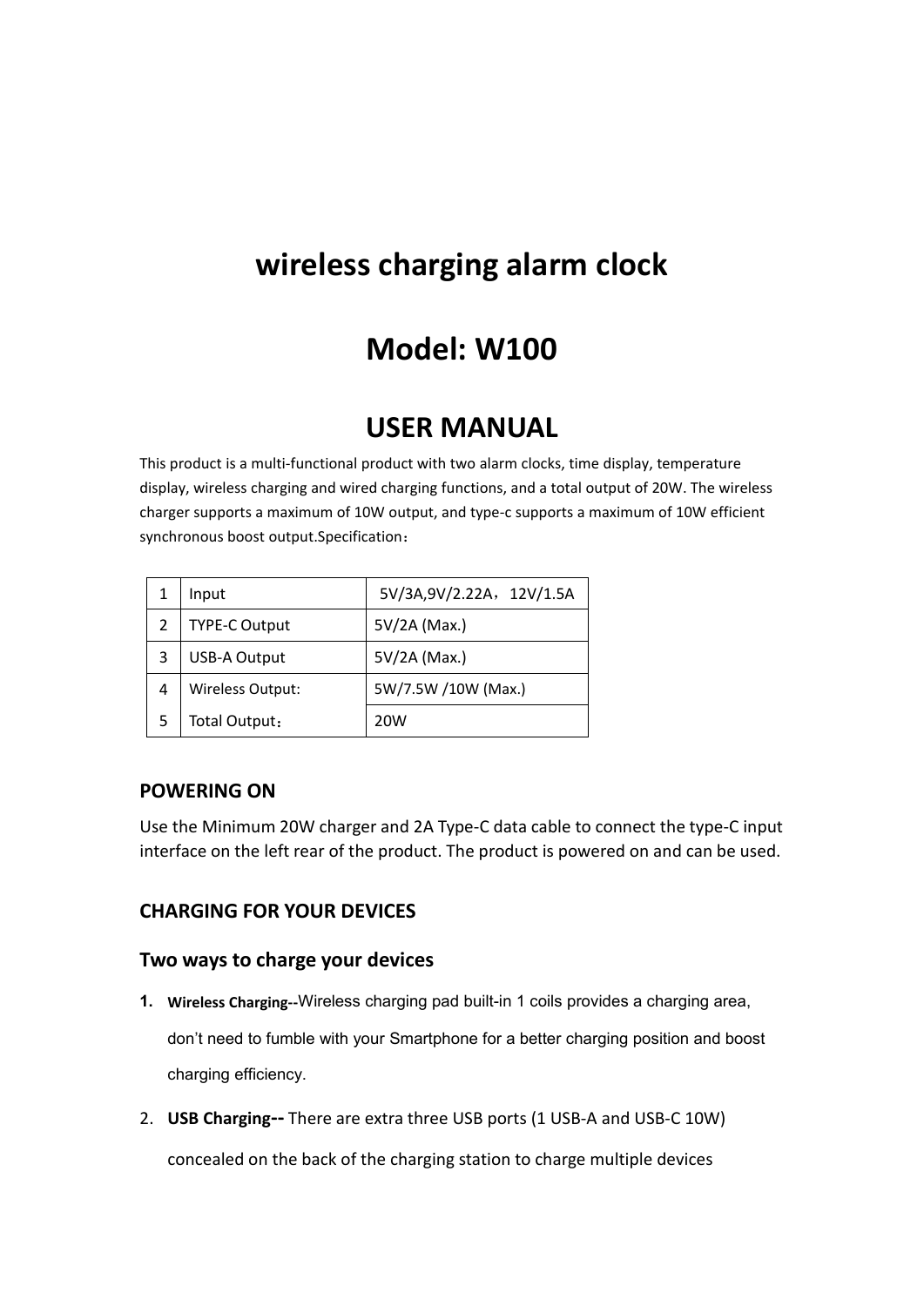# wireless charging alarm clock

# Model: W100

# USER MANUAL

This product is a multi-functional product with two alarm clocks, time display, temperature display, wireless charging and wired charging functions, and a total output of 20W. The wireless charger supports a maximum of 10W output, and type-c supports a maximum of 10W efficient synchronous boost output.Specification：

| | | |
|---|---|---|
| 1 | Input | 5V/3A,9V/2.22A，12V/1.5A |
| 2 | TYPE-C Output | 5V/2A (Max.) |
| 3 | USB-A Output | 5V/2A (Max.) |
| 4 | Wireless Output: | 5W/7.5W /10W (Max.) |
| 5 | Total Output： | 20W |

## POWERING ON

Use the Minimum 20W charger and 2A Type-C data cable to connect the type-C input interface on the left rear of the product. The product is powered on and can be used.

## CHARGING FOR YOUR DEVICES

### Two ways to charge your devices

1. **Wireless Charging--**Wireless charging pad built-in 1 coils provides a charging area, don't need to fumble with your Smartphone for a better charging position and boost charging efficiency.
2. **USB Charging--** There are extra three USB ports (1 USB-A and USB-C 10W) concealed on the back of the charging station to charge multiple devices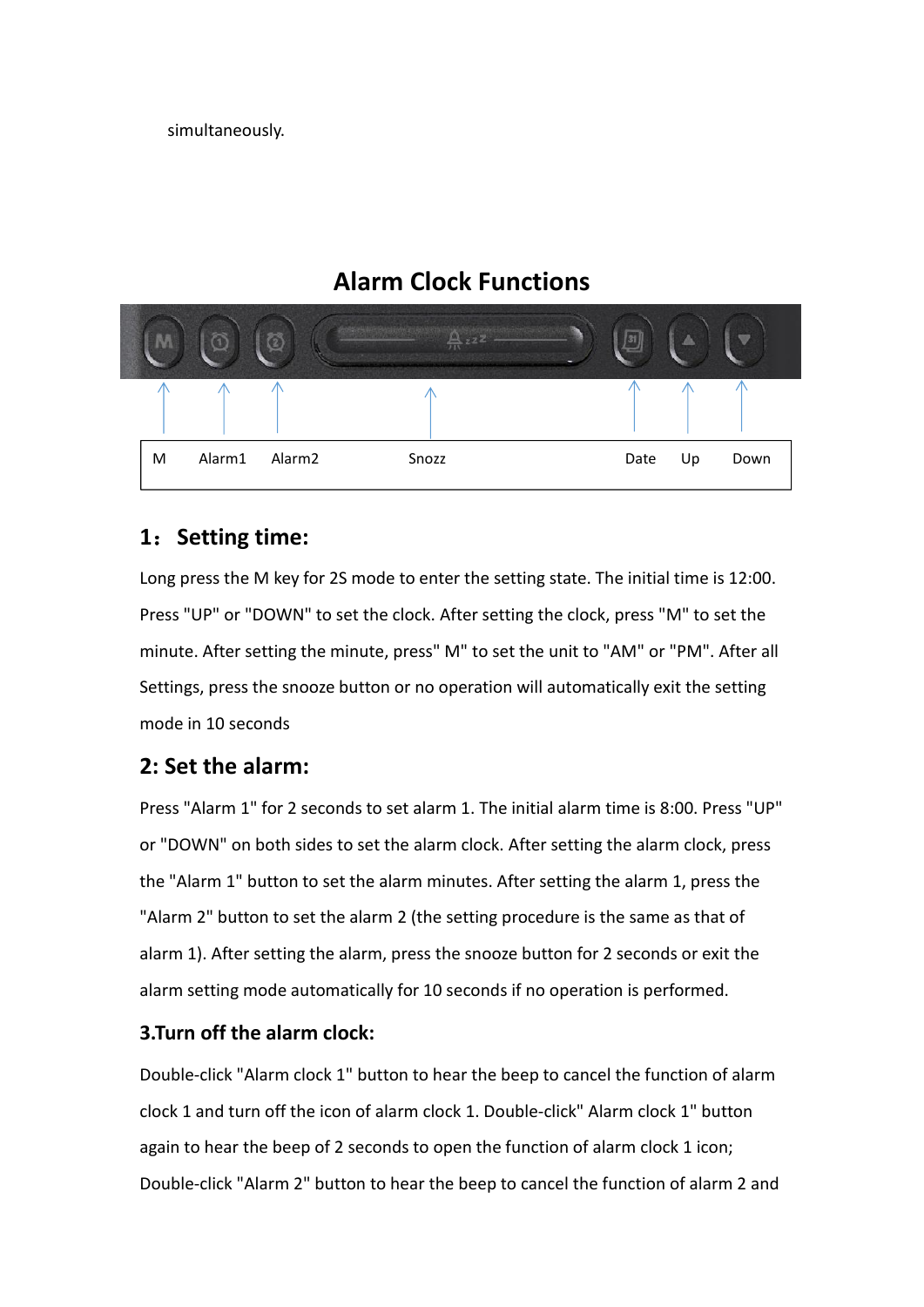simultaneously.

## Alarm Clock Functions

| M | Alarm1 | Alarm2 | Snozz | Date | Up | Down |
|---|---|---|---|---|---|---|

## 1：Setting time:

Long press the M key for 2S mode to enter the setting state. The initial time is 12:00. Press "UP" or "DOWN" to set the clock. After setting the clock, press "M" to set the minute. After setting the minute, press" M" to set the unit to "AM" or "PM". After all Settings, press the snooze button or no operation will automatically exit the setting mode in 10 seconds

## 2: Set the alarm:

Press "Alarm 1" for 2 seconds to set alarm 1. The initial alarm time is 8:00. Press "UP" or "DOWN" on both sides to set the alarm clock. After setting the alarm clock, press the "Alarm 1" button to set the alarm minutes. After setting the alarm 1, press the "Alarm 2" button to set the alarm 2 (the setting procedure is the same as that of alarm 1). After setting the alarm, press the snooze button for 2 seconds or exit the alarm setting mode automatically for 10 seconds if no operation is performed.

### 3.Turn off the alarm clock:

Double-click "Alarm clock 1" button to hear the beep to cancel the function of alarm clock 1 and turn off the icon of alarm clock 1. Double-click" Alarm clock 1" button again to hear the beep of 2 seconds to open the function of alarm clock 1 icon; Double-click "Alarm 2" button to hear the beep to cancel the function of alarm 2 and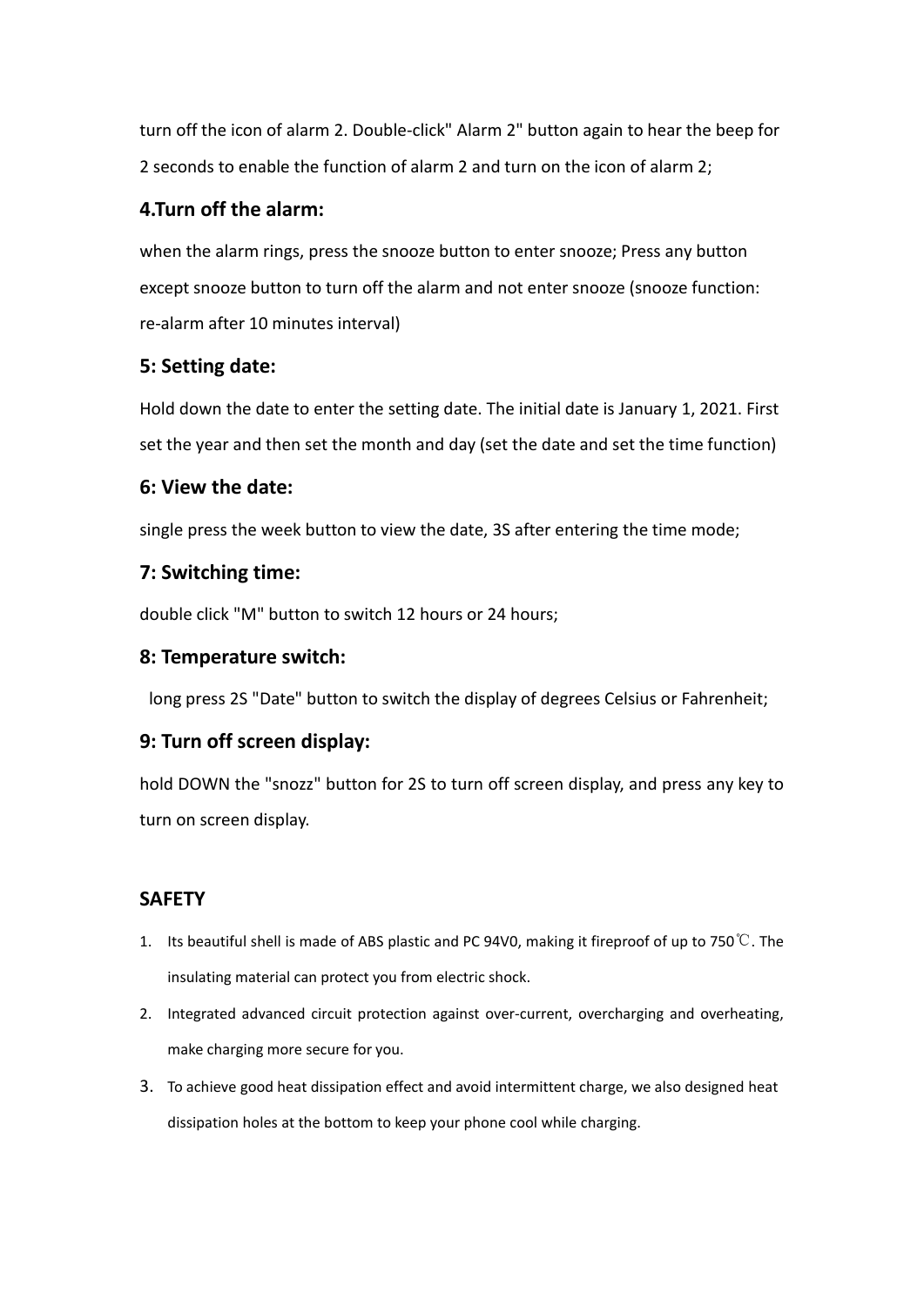turn off the icon of alarm 2. Double-click" Alarm 2" button again to hear the beep for 2 seconds to enable the function of alarm 2 and turn on the icon of alarm 2;

### 4.Turn off the alarm:

when the alarm rings, press the snooze button to enter snooze; Press any button except snooze button to turn off the alarm and not enter snooze (snooze function: re-alarm after 10 minutes interval)

### 5: Setting date:

Hold down the date to enter the setting date. The initial date is January 1, 2021. First set the year and then set the month and day (set the date and set the time function)

### 6: View the date:

single press the week button to view the date, 3S after entering the time mode;

### 7: Switching time:

double click "M" button to switch 12 hours or 24 hours;

### 8: Temperature switch:

long press 2S "Date" button to switch the display of degrees Celsius or Fahrenheit;

### 9: Turn off screen display:

hold DOWN the "snozz" button for 2S to turn off screen display, and press any key to turn on screen display.

### SAFETY

1. Its beautiful shell is made of ABS plastic and PC 94V0, making it fireproof of up to 750℃. The insulating material can protect you from electric shock.
2. Integrated advanced circuit protection against over-current, overcharging and overheating, make charging more secure for you.
3. To achieve good heat dissipation effect and avoid intermittent charge, we also designed heat dissipation holes at the bottom to keep your phone cool while charging.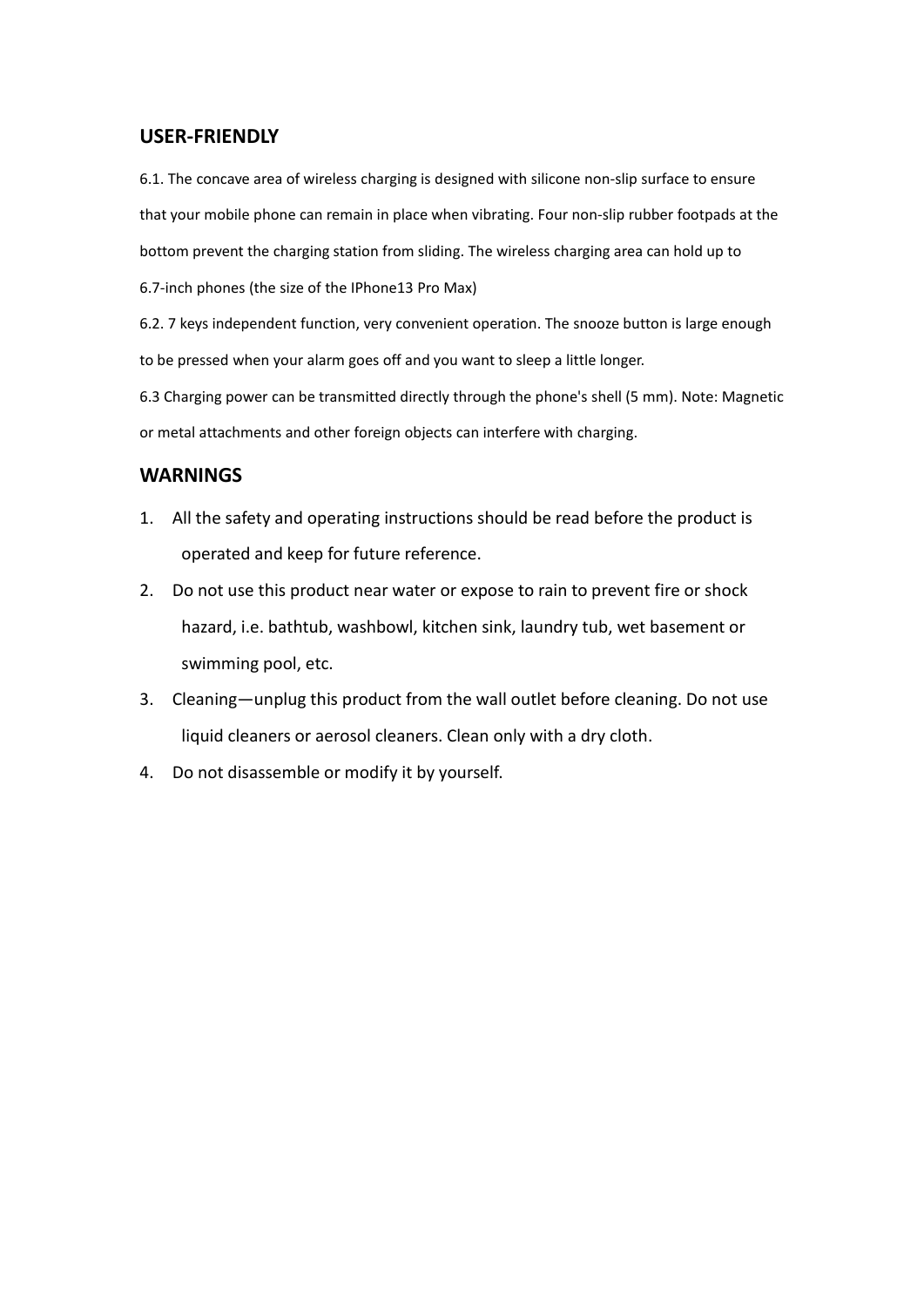## USER-FRIENDLY

6.1. The concave area of wireless charging is designed with silicone non-slip surface to ensure that your mobile phone can remain in place when vibrating. Four non-slip rubber footpads at the bottom prevent the charging station from sliding. The wireless charging area can hold up to 6.7-inch phones (the size of the IPhone13 Pro Max)

6.2. 7 keys independent function, very convenient operation. The snooze button is large enough to be pressed when your alarm goes off and you want to sleep a little longer.

6.3 Charging power can be transmitted directly through the phone's shell (5 mm). Note: Magnetic or metal attachments and other foreign objects can interfere with charging.

## WARNINGS

1. All the safety and operating instructions should be read before the product is operated and keep for future reference.
2. Do not use this product near water or expose to rain to prevent fire or shock hazard, i.e. bathtub, washbowl, kitchen sink, laundry tub, wet basement or swimming pool, etc.
3. Cleaning—unplug this product from the wall outlet before cleaning. Do not use liquid cleaners or aerosol cleaners. Clean only with a dry cloth.
4. Do not disassemble or modify it by yourself.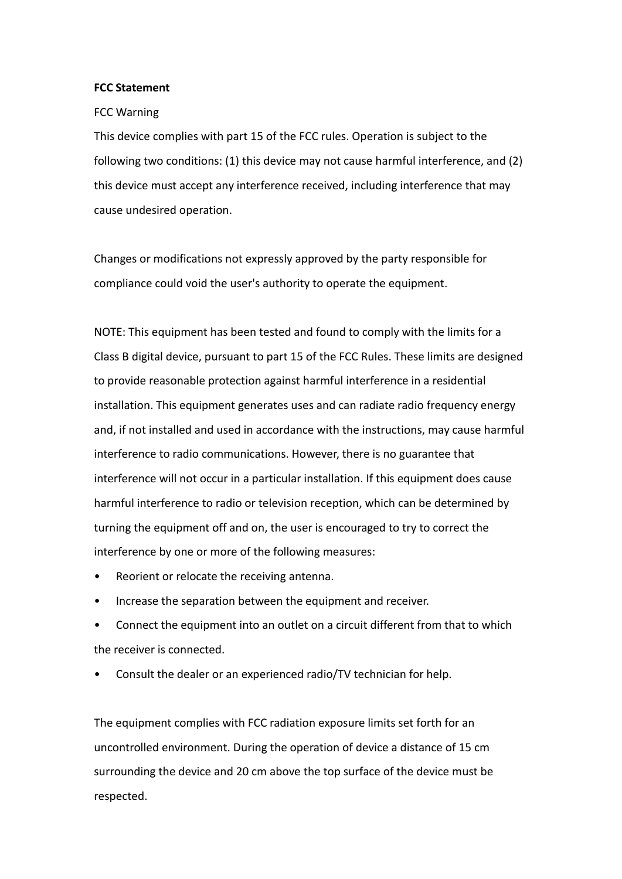**FCC Statement**

FCC Warning

This device complies with part 15 of the FCC rules. Operation is subject to the following two conditions: (1) this device may not cause harmful interference, and (2) this device must accept any interference received, including interference that may cause undesired operation.

Changes or modifications not expressly approved by the party responsible for compliance could void the user's authority to operate the equipment.

NOTE: This equipment has been tested and found to comply with the limits for a Class B digital device, pursuant to part 15 of the FCC Rules. These limits are designed to provide reasonable protection against harmful interference in a residential installation. This equipment generates uses and can radiate radio frequency energy and, if not installed and used in accordance with the instructions, may cause harmful interference to radio communications. However, there is no guarantee that interference will not occur in a particular installation. If this equipment does cause harmful interference to radio or television reception, which can be determined by turning the equipment off and on, the user is encouraged to try to correct the interference by one or more of the following measures:

- Reorient or relocate the receiving antenna.
- Increase the separation between the equipment and receiver.
- Connect the equipment into an outlet on a circuit different from that to which the receiver is connected.
- Consult the dealer or an experienced radio/TV technician for help.

The equipment complies with FCC radiation exposure limits set forth for an uncontrolled environment. During the operation of device a distance of 15 cm surrounding the device and 20 cm above the top surface of the device must be respected.